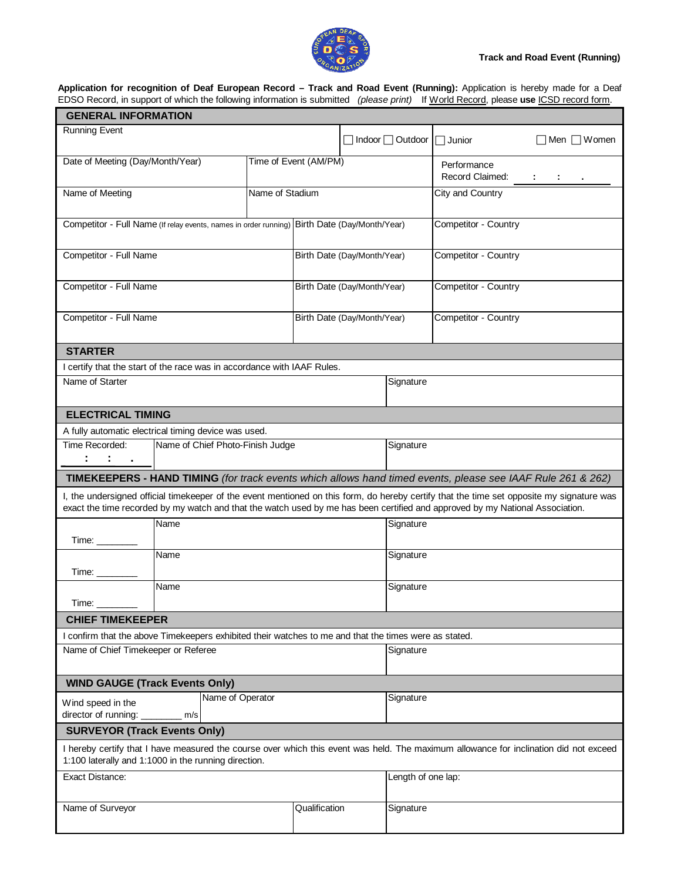**Track and Road Event (Running)**

**Application for recognition of Deaf European Record – Track and Road Event (Running):** Application is hereby made for a Deaf EDSO Record, in support of which the following information is submitted *(please print)* If World Record, please **use** ICSD record form.

## GENERAL INFORMATION

| Running Event | | ☐ Indoor ☐ Outdoor | ☐ Junior ☐ Men ☐ Women |
|---|---|---|---|
| Date of Meeting (Day/Month/Year) | Time of Event (AM/PM) | | Performance Record Claimed: \_\_ : \_\_ : \_\_ . \_\_ |
| Name of Meeting | Name of Stadium | | City and Country |
| Competitor - Full Name (If relay events, names in order running) | Birth Date (Day/Month/Year) | | Competitor - Country |
| Competitor - Full Name | Birth Date (Day/Month/Year) | | Competitor - Country |
| Competitor - Full Name | Birth Date (Day/Month/Year) | | Competitor - Country |
| Competitor - Full Name | Birth Date (Day/Month/Year) | | Competitor - Country |

## STARTER

I certify that the start of the race was in accordance with IAAF Rules.

| Name of Starter | Signature |
|---|---|
| | |

## ELECTRICAL TIMING

A fully automatic electrical timing device was used.

| Time Recorded: \_\_ : \_\_ : \_\_ . \_\_ | Name of Chief Photo-Finish Judge | Signature |
|---|---|---|
| | | |

## TIMEKEEPERS - HAND TIMING *(for track events which allows hand timed events, please see IAAF Rule 261 & 262)*

I, the undersigned official timekeeper of the event mentioned on this form, do hereby certify that the time set opposite my signature was exact the time recorded by my watch and that the watch used by me has been certified and approved by my National Association.

| Time: \_\_\_\_\_\_\_\_ | Name | Signature |
|---|---|---|
| Time: \_\_\_\_\_\_\_\_ | Name | Signature |
| Time: \_\_\_\_\_\_\_\_ | Name | Signature |

## CHIEF TIMEKEEPER

I confirm that the above Timekeepers exhibited their watches to me and that the times were as stated.

| Name of Chief Timekeeper or Referee | Signature |
|---|---|
| | |

## WIND GAUGE (Track Events Only)

| Wind speed in the director of running: \_\_\_\_\_\_\_\_ m/s | Name of Operator | Signature |
|---|---|---|
| | | |

## SURVEYOR (Track Events Only)

I hereby certify that I have measured the course over which this event was held. The maximum allowance for inclination did not exceed 1:100 laterally and 1:1000 in the running direction.

| Exact Distance: | | Length of one lap: |
|---|---|---|
| Name of Surveyor | Qualification | Signature |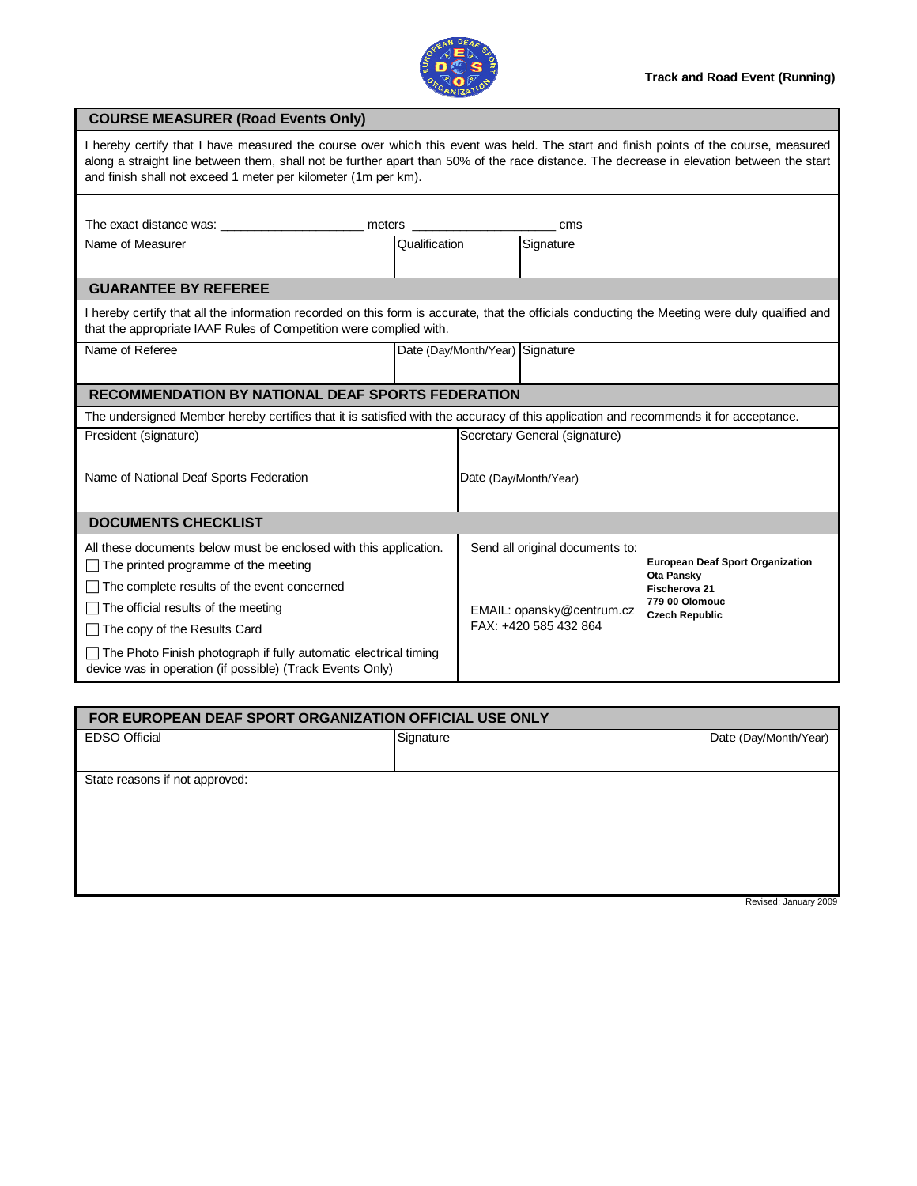Track and Road Event (Running)

## COURSE MEASURER (Road Events Only)

I hereby certify that I have measured the course over which this event was held. The start and finish points of the course, measured along a straight line between them, shall not be further apart than 50% of the race distance. The decrease in elevation between the start and finish shall not exceed 1 meter per kilometer (1m per km).

The exact distance was: ____________________ meters ____________________ cms

| Name of Measurer | Qualification | Signature |
|---|---|---|
| | | |

## GUARANTEE BY REFEREE

I hereby certify that all the information recorded on this form is accurate, that the officials conducting the Meeting were duly qualified and that the appropriate IAAF Rules of Competition were complied with.

| Name of Referee | Date (Day/Month/Year) | Signature |
|---|---|---|
| | | |

## RECOMMENDATION BY NATIONAL DEAF SPORTS FEDERATION

The undersigned Member hereby certifies that it is satisfied with the accuracy of this application and recommends it for acceptance.

| President (signature) | Secretary General (signature) |
|---|---|
| Name of National Deaf Sports Federation | Date (Day/Month/Year) |

## DOCUMENTS CHECKLIST

All these documents below must be enclosed with this application.

- ☐ The printed programme of the meeting
- ☐ The complete results of the event concerned
- ☐ The official results of the meeting
- ☐ The copy of the Results Card
- ☐ The Photo Finish photograph if fully automatic electrical timing device was in operation (if possible) (Track Events Only)

Send all original documents to:

**European Deaf Sport Organization**
**Ota Pansky**
**Fischerova 21**
**779 00 Olomouc**
**Czech Republic**

EMAIL: opansky@centrum.cz
FAX: +420 585 432 864

## FOR EUROPEAN DEAF SPORT ORGANIZATION OFFICIAL USE ONLY

| EDSO Official | Signature | Date (Day/Month/Year) |
|---|---|---|
| | | |

State reasons if not approved:

Revised: January 2009